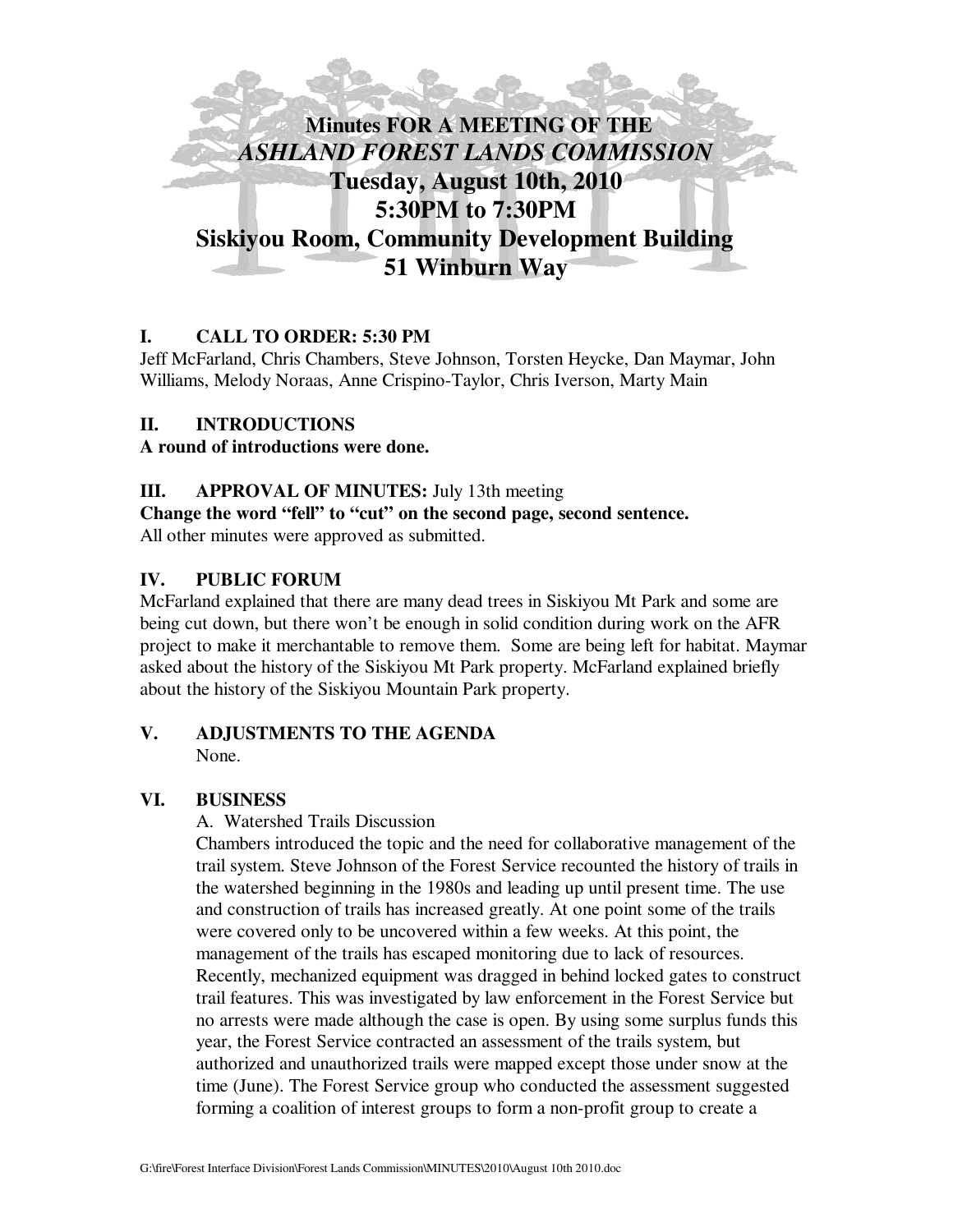# Minutes FOR A MEETING OF THE *ASHLAND FOREST LANDS COMMISSION* Tuesday, August 10th, 2010 5:30PM to 7:30PM Siskiyou Room, Community Development Building 51 Winburn Way

## I. CALL TO ORDER: 5:30 PM

Jeff McFarland, Chris Chambers, Steve Johnson, Torsten Heycke, Dan Maymar, John Williams, Melody Noraas, Anne Crispino-Taylor, Chris Iverson, Marty Main

## II. INTRODUCTIONS

**A round of introductions were done.**

## III. APPROVAL OF MINUTES: July 13th meeting

**Change the word "fell" to "cut" on the second page, second sentence.**

All other minutes were approved as submitted.

## IV. PUBLIC FORUM

McFarland explained that there are many dead trees in Siskiyou Mt Park and some are being cut down, but there won't be enough in solid condition during work on the AFR project to make it merchantable to remove them. Some are being left for habitat. Maymar asked about the history of the Siskiyou Mt Park property. McFarland explained briefly about the history of the Siskiyou Mountain Park property.

## V. ADJUSTMENTS TO THE AGENDA

None.

## VI. BUSINESS

A. Watershed Trails Discussion

Chambers introduced the topic and the need for collaborative management of the trail system. Steve Johnson of the Forest Service recounted the history of trails in the watershed beginning in the 1980s and leading up until present time. The use and construction of trails has increased greatly. At one point some of the trails were covered only to be uncovered within a few weeks. At this point, the management of the trails has escaped monitoring due to lack of resources. Recently, mechanized equipment was dragged in behind locked gates to construct trail features. This was investigated by law enforcement in the Forest Service but no arrests were made although the case is open. By using some surplus funds this year, the Forest Service contracted an assessment of the trails system, but authorized and unauthorized trails were mapped except those under snow at the time (June). The Forest Service group who conducted the assessment suggested forming a coalition of interest groups to form a non-profit group to create a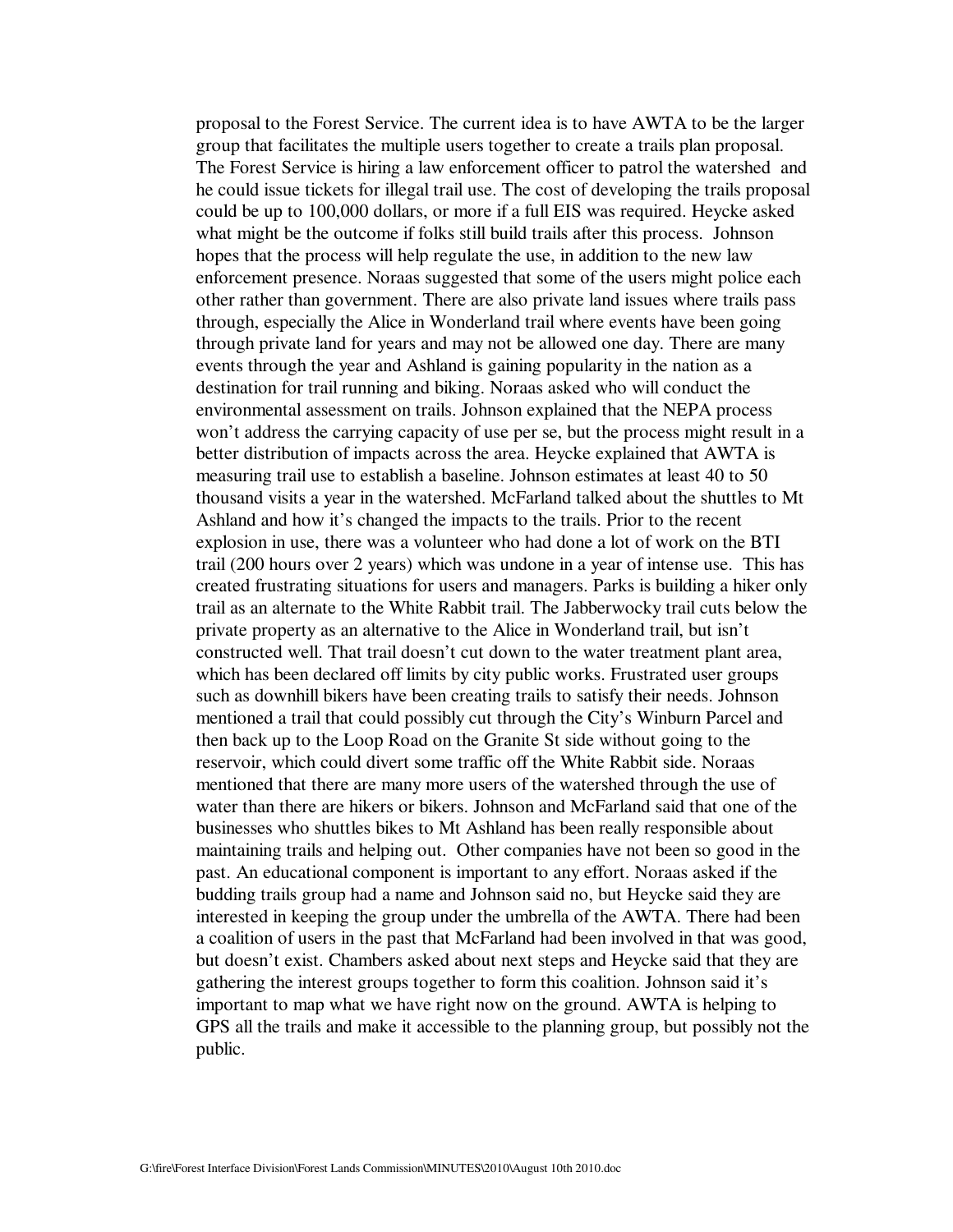proposal to the Forest Service. The current idea is to have AWTA to be the larger group that facilitates the multiple users together to create a trails plan proposal. The Forest Service is hiring a law enforcement officer to patrol the watershed and he could issue tickets for illegal trail use. The cost of developing the trails proposal could be up to 100,000 dollars, or more if a full EIS was required. Heycke asked what might be the outcome if folks still build trails after this process. Johnson hopes that the process will help regulate the use, in addition to the new law enforcement presence. Noraas suggested that some of the users might police each other rather than government. There are also private land issues where trails pass through, especially the Alice in Wonderland trail where events have been going through private land for years and may not be allowed one day. There are many events through the year and Ashland is gaining popularity in the nation as a destination for trail running and biking. Noraas asked who will conduct the environmental assessment on trails. Johnson explained that the NEPA process won't address the carrying capacity of use per se, but the process might result in a better distribution of impacts across the area. Heycke explained that AWTA is measuring trail use to establish a baseline. Johnson estimates at least 40 to 50 thousand visits a year in the watershed. McFarland talked about the shuttles to Mt Ashland and how it's changed the impacts to the trails. Prior to the recent explosion in use, there was a volunteer who had done a lot of work on the BTI trail (200 hours over 2 years) which was undone in a year of intense use. This has created frustrating situations for users and managers. Parks is building a hiker only trail as an alternate to the White Rabbit trail. The Jabberwocky trail cuts below the private property as an alternative to the Alice in Wonderland trail, but isn't constructed well. That trail doesn't cut down to the water treatment plant area, which has been declared off limits by city public works. Frustrated user groups such as downhill bikers have been creating trails to satisfy their needs. Johnson mentioned a trail that could possibly cut through the City's Winburn Parcel and then back up to the Loop Road on the Granite St side without going to the reservoir, which could divert some traffic off the White Rabbit side. Noraas mentioned that there are many more users of the watershed through the use of water than there are hikers or bikers. Johnson and McFarland said that one of the businesses who shuttles bikes to Mt Ashland has been really responsible about maintaining trails and helping out. Other companies have not been so good in the past. An educational component is important to any effort. Noraas asked if the budding trails group had a name and Johnson said no, but Heycke said they are interested in keeping the group under the umbrella of the AWTA. There had been a coalition of users in the past that McFarland had been involved in that was good, but doesn't exist. Chambers asked about next steps and Heycke said that they are gathering the interest groups together to form this coalition. Johnson said it's important to map what we have right now on the ground. AWTA is helping to GPS all the trails and make it accessible to the planning group, but possibly not the public.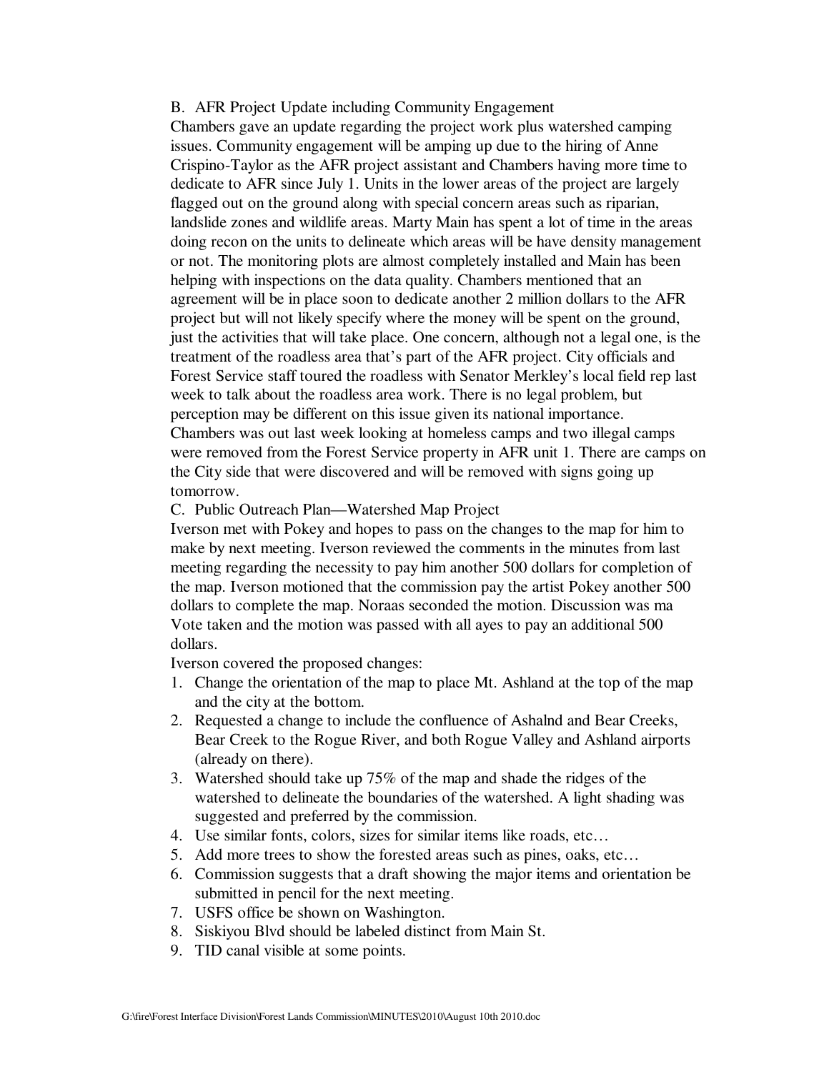B. AFR Project Update including Community Engagement

Chambers gave an update regarding the project work plus watershed camping issues. Community engagement will be amping up due to the hiring of Anne Crispino-Taylor as the AFR project assistant and Chambers having more time to dedicate to AFR since July 1. Units in the lower areas of the project are largely flagged out on the ground along with special concern areas such as riparian, landslide zones and wildlife areas. Marty Main has spent a lot of time in the areas doing recon on the units to delineate which areas will be have density management or not. The monitoring plots are almost completely installed and Main has been helping with inspections on the data quality. Chambers mentioned that an agreement will be in place soon to dedicate another 2 million dollars to the AFR project but will not likely specify where the money will be spent on the ground, just the activities that will take place. One concern, although not a legal one, is the treatment of the roadless area that's part of the AFR project. City officials and Forest Service staff toured the roadless with Senator Merkley's local field rep last week to talk about the roadless area work. There is no legal problem, but perception may be different on this issue given its national importance. Chambers was out last week looking at homeless camps and two illegal camps were removed from the Forest Service property in AFR unit 1. There are camps on the City side that were discovered and will be removed with signs going up tomorrow.

C. Public Outreach Plan—Watershed Map Project

Iverson met with Pokey and hopes to pass on the changes to the map for him to make by next meeting. Iverson reviewed the comments in the minutes from last meeting regarding the necessity to pay him another 500 dollars for completion of the map. Iverson motioned that the commission pay the artist Pokey another 500 dollars to complete the map. Noraas seconded the motion. Discussion was ma Vote taken and the motion was passed with all ayes to pay an additional 500 dollars.

Iverson covered the proposed changes:

1. Change the orientation of the map to place Mt. Ashland at the top of the map and the city at the bottom.
2. Requested a change to include the confluence of Ashalnd and Bear Creeks, Bear Creek to the Rogue River, and both Rogue Valley and Ashland airports (already on there).
3. Watershed should take up 75% of the map and shade the ridges of the watershed to delineate the boundaries of the watershed. A light shading was suggested and preferred by the commission.
4. Use similar fonts, colors, sizes for similar items like roads, etc…
5. Add more trees to show the forested areas such as pines, oaks, etc…
6. Commission suggests that a draft showing the major items and orientation be submitted in pencil for the next meeting.
7. USFS office be shown on Washington.
8. Siskiyou Blvd should be labeled distinct from Main St.
9. TID canal visible at some points.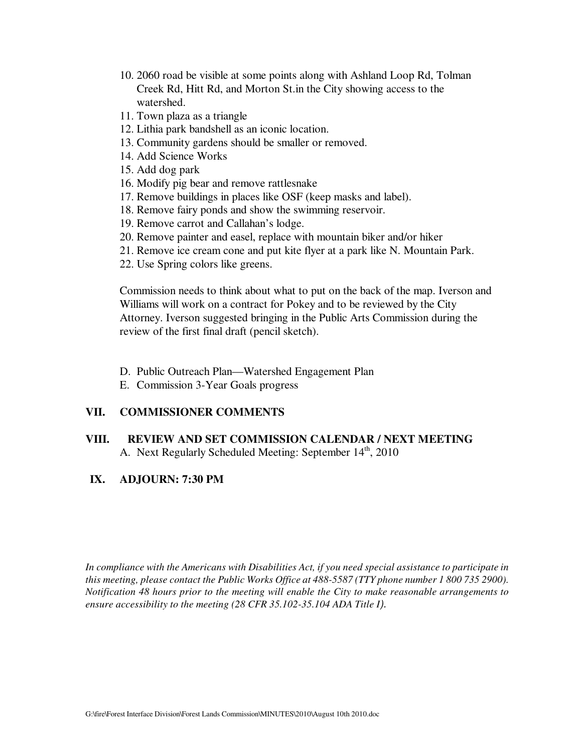10. 2060 road be visible at some points along with Ashland Loop Rd, Tolman Creek Rd, Hitt Rd, and Morton St.in the City showing access to the watershed.
11. Town plaza as a triangle
12. Lithia park bandshell as an iconic location.
13. Community gardens should be smaller or removed.
14. Add Science Works
15. Add dog park
16. Modify pig bear and remove rattlesnake
17. Remove buildings in places like OSF (keep masks and label).
18. Remove fairy ponds and show the swimming reservoir.
19. Remove carrot and Callahan's lodge.
20. Remove painter and easel, replace with mountain biker and/or hiker
21. Remove ice cream cone and put kite flyer at a park like N. Mountain Park.
22. Use Spring colors like greens.

Commission needs to think about what to put on the back of the map. Iverson and Williams will work on a contract for Pokey and to be reviewed by the City Attorney. Iverson suggested bringing in the Public Arts Commission during the review of the first final draft (pencil sketch).

D. Public Outreach Plan—Watershed Engagement Plan
E. Commission 3-Year Goals progress

## VII. COMMISSIONER COMMENTS

## VIII. REVIEW AND SET COMMISSION CALENDAR / NEXT MEETING

A. Next Regularly Scheduled Meeting: September 14th, 2010

## IX. ADJOURN: 7:30 PM

*In compliance with the Americans with Disabilities Act, if you need special assistance to participate in this meeting, please contact the Public Works Office at 488-5587 (TTY phone number 1 800 735 2900). Notification 48 hours prior to the meeting will enable the City to make reasonable arrangements to ensure accessibility to the meeting (28 CFR 35.102-35.104 ADA Title I).*

G:\fire\Forest Interface Division\Forest Lands Commission\MINUTES\2010\August 10th 2010.doc